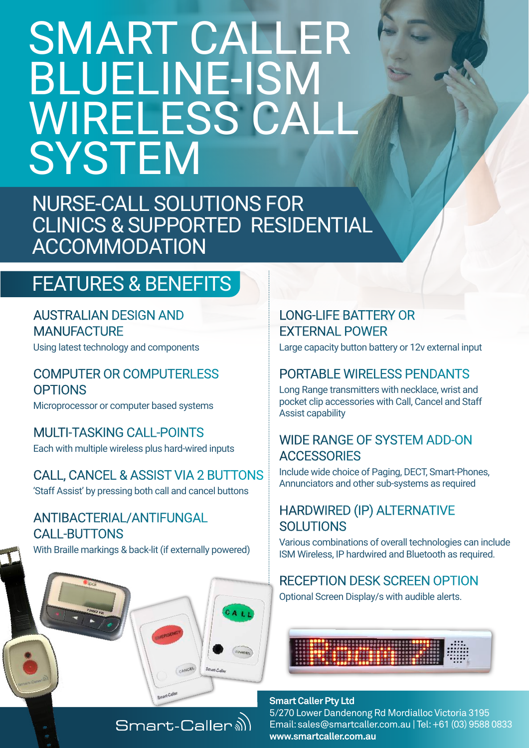# SMART CALLER BLUELINE-ISM WIRELESS CALL SYSTEM

## NURSE-CALL SOLUTIONS FOR CLINICS & SUPPORTED RESIDENTIAL ACCOMMODATION

## FEATURES & BENEFITS

### AUSTRALIAN DESIGN AND MANUFACTURE

Using latest technology and components

### COMPUTER OR COMPUTERLESS OPTIONS

Microprocessor or computer based systems

### MULTI-TASKING CALL-POINTS

Each with multiple wireless plus hard-wired inputs

### CALL, CANCEL & ASSIST VIA 2 BUTTONS

'Staff Assist' by pressing both call and cancel buttons

### ANTIBACTERIAL/ANTIFUNGAL CALL-BUTTONS

With Braille markings & back-lit (if externally powered)

### LONG-LIFE BATTERY OR EXTERNAL POWER

Large capacity button battery or 12v external input

### PORTABLE WIRELESS PENDANTS

Long Range transmitters with necklace, wrist and pocket clip accessories with Call, Cancel and Staff Assist capability

### WIDE RANGE OF SYSTEM ADD-ON ACCESSORIES

Include wide choice of Paging, DECT, Smart-Phones, Annunciators and other sub-systems as required

### HARDWIRED (IP) ALTERNATIVE SOLUTIONS

Various combinations of overall technologies can include ISM Wireless, IP hardwired and Bluetooth as required.

### RECEPTION DESK SCREEN OPTION

Optional Screen Display/s with audible alerts.

Smart-Caller

**Smart Caller Pty Ltd**
5/270 Lower Dandenong Rd Mordialloc Victoria 3195
Email: sales@smartcaller.com.au | Tel: +61 (03) 9588 0833
**www.smartcaller.com.au**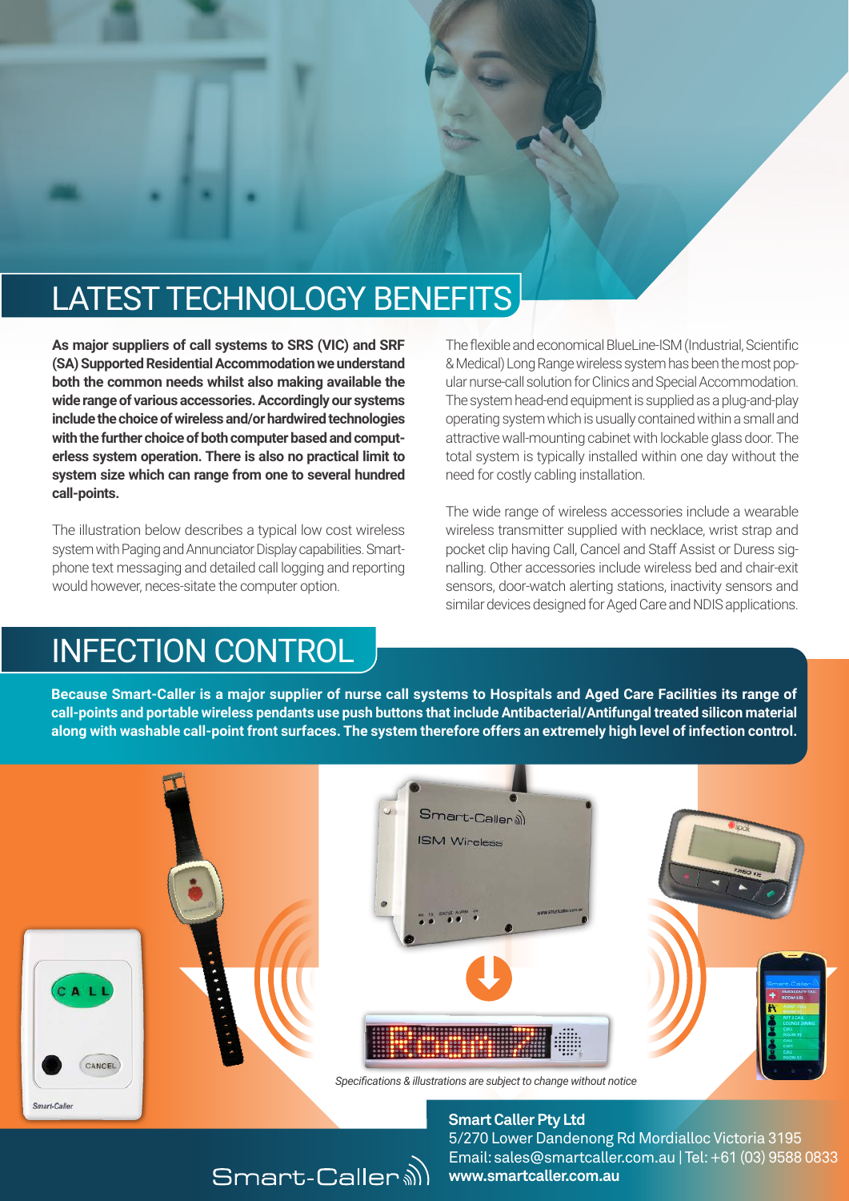## LATEST TECHNOLOGY BENEFITS

**As major suppliers of call systems to SRS (VIC) and SRF (SA) Supported Residential Accommodation we understand both the common needs whilst also making available the wide range of various accessories. Accordingly our systems include the choice of wireless and/or hardwired technologies with the further choice of both computer based and computerless system operation. There is also no practical limit to system size which can range from one to several hundred call-points.**

The illustration below describes a typical low cost wireless system with Paging and Annunciator Display capabilities. Smartphone text messaging and detailed call logging and reporting would however, neces-sitate the computer option.

The flexible and economical BlueLine-ISM (Industrial, Scientific & Medical) Long Range wireless system has been the most popular nurse-call solution for Clinics and Special Accommodation. The system head-end equipment is supplied as a plug-and-play operating system which is usually contained within a small and attractive wall-mounting cabinet with lockable glass door. The total system is typically installed within one day without the need for costly cabling installation.

The wide range of wireless accessories include a wearable wireless transmitter supplied with necklace, wrist strap and pocket clip having Call, Cancel and Staff Assist or Duress signalling. Other accessories include wireless bed and chair-exit sensors, door-watch alerting stations, inactivity sensors and similar devices designed for Aged Care and NDIS applications.

## INFECTION CONTROL

**Because Smart-Caller is a major supplier of nurse call systems to Hospitals and Aged Care Facilities its range of call-points and portable wireless pendants use push buttons that include Antibacterial/Antifungal treated silicon material along with washable call-point front surfaces. The system therefore offers an extremely high level of infection control.**

*Specifications & illustrations are subject to change without notice*

**Smart Caller Pty Ltd**
5/270 Lower Dandenong Rd Mordialloc Victoria 3195
Email: sales@smartcaller.com.au | Tel: +61 (03) 9588 0833
**www.smartcaller.com.au**